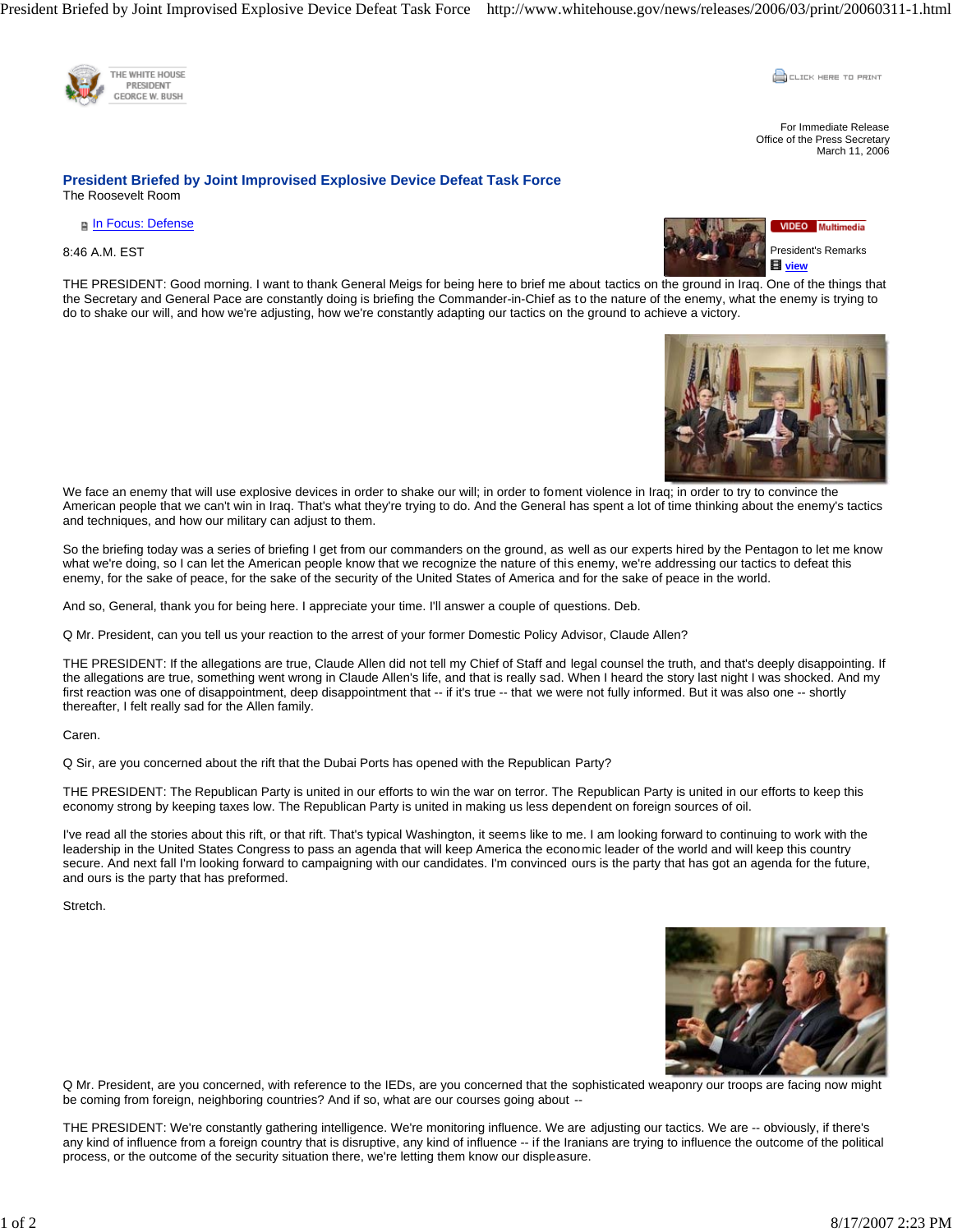THE WHITE HOUSE
PRESIDENT
GEORGE W. BUSH

CLICK HERE TO PRINT

For Immediate Release
Office of the Press Secretary
March 11, 2006

## President Briefed by Joint Improvised Explosive Device Defeat Task Force

The Roosevelt Room

In Focus: Defense

VIDEO Multimedia

President's Remarks
view

8:46 A.M. EST

THE PRESIDENT: Good morning. I want to thank General Meigs for being here to brief me about tactics on the ground in Iraq. One of the things that the Secretary and General Pace are constantly doing is briefing the Commander-in-Chief as to the nature of the enemy, what the enemy is trying to do to shake our will, and how we're adjusting, how we're constantly adapting our tactics on the ground to achieve a victory.

We face an enemy that will use explosive devices in order to shake our will; in order to foment violence in Iraq; in order to try to convince the American people that we can't win in Iraq. That's what they're trying to do. And the General has spent a lot of time thinking about the enemy's tactics and techniques, and how our military can adjust to them.

So the briefing today was a series of briefing I get from our commanders on the ground, as well as our experts hired by the Pentagon to let me know what we're doing, so I can let the American people know that we recognize the nature of this enemy, we're addressing our tactics to defeat this enemy, for the sake of peace, for the sake of the security of the United States of America and for the sake of peace in the world.

And so, General, thank you for being here. I appreciate your time. I'll answer a couple of questions. Deb.

Q Mr. President, can you tell us your reaction to the arrest of your former Domestic Policy Advisor, Claude Allen?

THE PRESIDENT: If the allegations are true, Claude Allen did not tell my Chief of Staff and legal counsel the truth, and that's deeply disappointing. If the allegations are true, something went wrong in Claude Allen's life, and that is really sad. When I heard the story last night I was shocked. And my first reaction was one of disappointment, deep disappointment that -- if it's true -- that we were not fully informed. But it was also one -- shortly thereafter, I felt really sad for the Allen family.

Caren.

Q Sir, are you concerned about the rift that the Dubai Ports has opened with the Republican Party?

THE PRESIDENT: The Republican Party is united in our efforts to win the war on terror. The Republican Party is united in our efforts to keep this economy strong by keeping taxes low. The Republican Party is united in making us less dependent on foreign sources of oil.

I've read all the stories about this rift, or that rift. That's typical Washington, it seems like to me. I am looking forward to continuing to work with the leadership in the United States Congress to pass an agenda that will keep America the economic leader of the world and will keep this country secure. And next fall I'm looking forward to campaigning with our candidates. I'm convinced ours is the party that has got an agenda for the future, and ours is the party that has preformed.

Stretch.

Q Mr. President, are you concerned, with reference to the IEDs, are you concerned that the sophisticated weaponry our troops are facing now might be coming from foreign, neighboring countries? And if so, what are our courses going about --

THE PRESIDENT: We're constantly gathering intelligence. We're monitoring influence. We are adjusting our tactics. We are -- obviously, if there's any kind of influence from a foreign country that is disruptive, any kind of influence -- if the Iranians are trying to influence the outcome of the political process, or the outcome of the security situation there, we're letting them know our displeasure.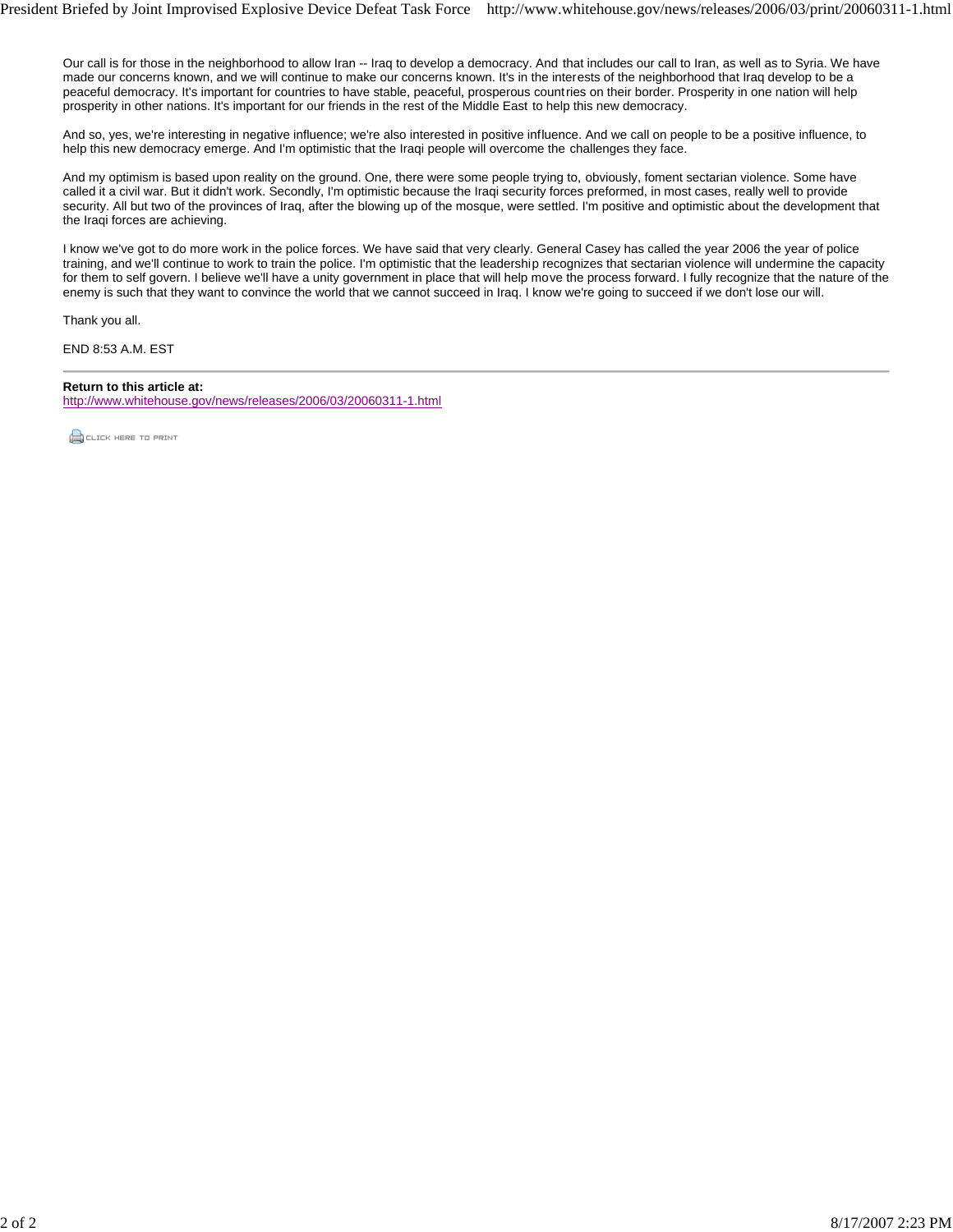Our call is for those in the neighborhood to allow Iran -- Iraq to develop a democracy. And that includes our call to Iran, as well as to Syria. We have made our concerns known, and we will continue to make our concerns known. It's in the interests of the neighborhood that Iraq develop to be a peaceful democracy. It's important for countries to have stable, peaceful, prosperous countries on their border. Prosperity in one nation will help prosperity in other nations. It's important for our friends in the rest of the Middle East to help this new democracy.

And so, yes, we're interesting in negative influence; we're also interested in positive influence. And we call on people to be a positive influence, to help this new democracy emerge. And I'm optimistic that the Iraqi people will overcome the challenges they face.

And my optimism is based upon reality on the ground. One, there were some people trying to, obviously, foment sectarian violence. Some have called it a civil war. But it didn't work. Secondly, I'm optimistic because the Iraqi security forces preformed, in most cases, really well to provide security. All but two of the provinces of Iraq, after the blowing up of the mosque, were settled. I'm positive and optimistic about the development that the Iraqi forces are achieving.

I know we've got to do more work in the police forces. We have said that very clearly. General Casey has called the year 2006 the year of police training, and we'll continue to work to train the police. I'm optimistic that the leadership recognizes that sectarian violence will undermine the capacity for them to self govern. I believe we'll have a unity government in place that will help move the process forward. I fully recognize that the nature of the enemy is such that they want to convince the world that we cannot succeed in Iraq. I know we're going to succeed if we don't lose our will.

Thank you all.

END 8:53 A.M. EST

---

**Return to this article at:**
http://www.whitehouse.gov/news/releases/2006/03/20060311-1.html

CLICK HERE TO PRINT